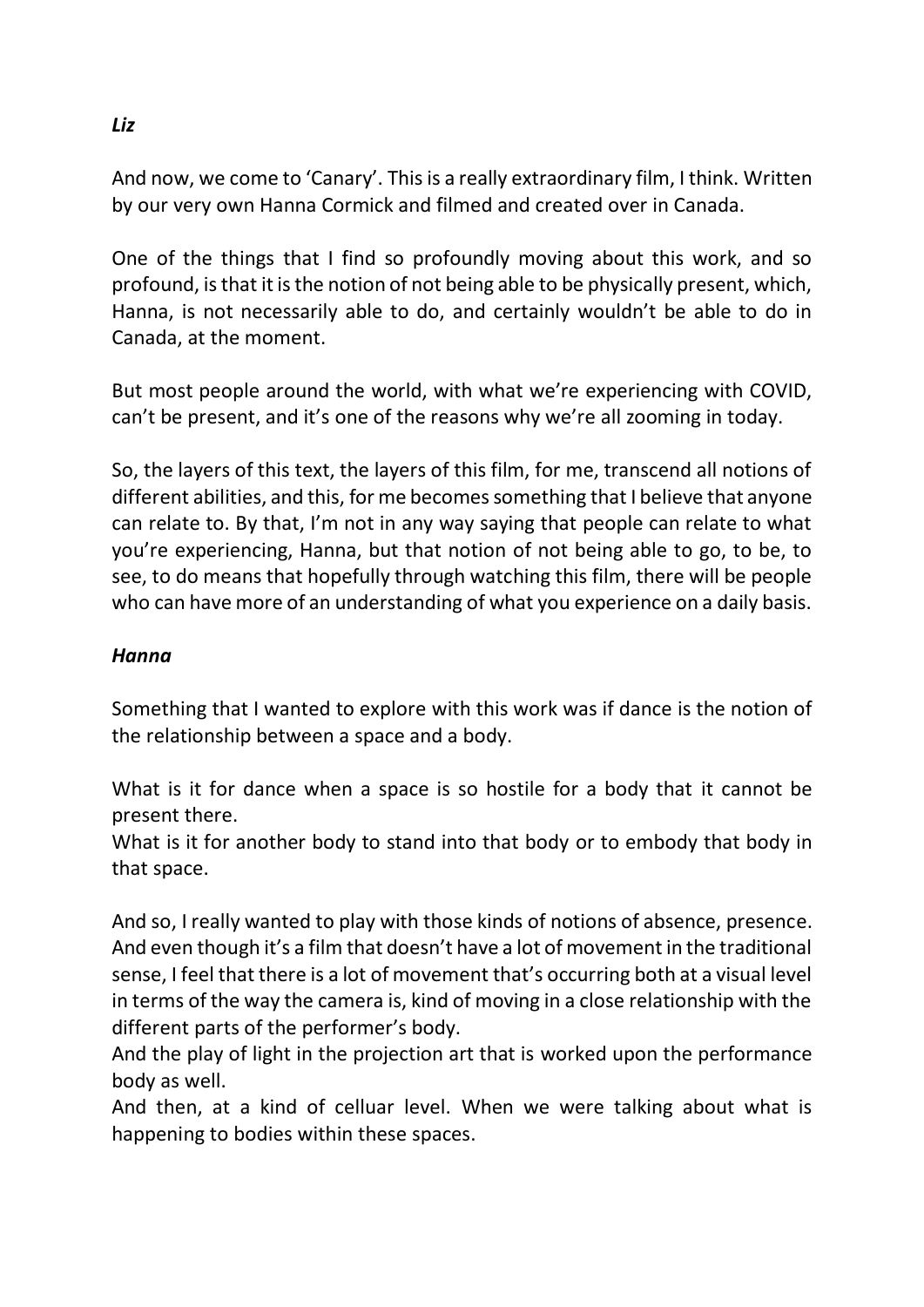***Liz***

And now, we come to 'Canary'. This is a really extraordinary film, I think. Written by our very own Hanna Cormick and filmed and created over in Canada.

One of the things that I find so profoundly moving about this work, and so profound, is that it is the notion of not being able to be physically present, which, Hanna, is not necessarily able to do, and certainly wouldn't be able to do in Canada, at the moment.

But most people around the world, with what we're experiencing with COVID, can't be present, and it's one of the reasons why we're all zooming in today.

So, the layers of this text, the layers of this film, for me, transcend all notions of different abilities, and this, for me becomes something that I believe that anyone can relate to. By that, I'm not in any way saying that people can relate to what you're experiencing, Hanna, but that notion of not being able to go, to be, to see, to do means that hopefully through watching this film, there will be people who can have more of an understanding of what you experience on a daily basis.

***Hanna***

Something that I wanted to explore with this work was if dance is the notion of the relationship between a space and a body.

What is it for dance when a space is so hostile for a body that it cannot be present there.
What is it for another body to stand into that body or to embody that body in that space.

And so, I really wanted to play with those kinds of notions of absence, presence. And even though it's a film that doesn't have a lot of movement in the traditional sense, I feel that there is a lot of movement that's occurring both at a visual level in terms of the way the camera is, kind of moving in a close relationship with the different parts of the performer's body.
And the play of light in the projection art that is worked upon the performance body as well.
And then, at a kind of celluar level. When we were talking about what is happening to bodies within these spaces.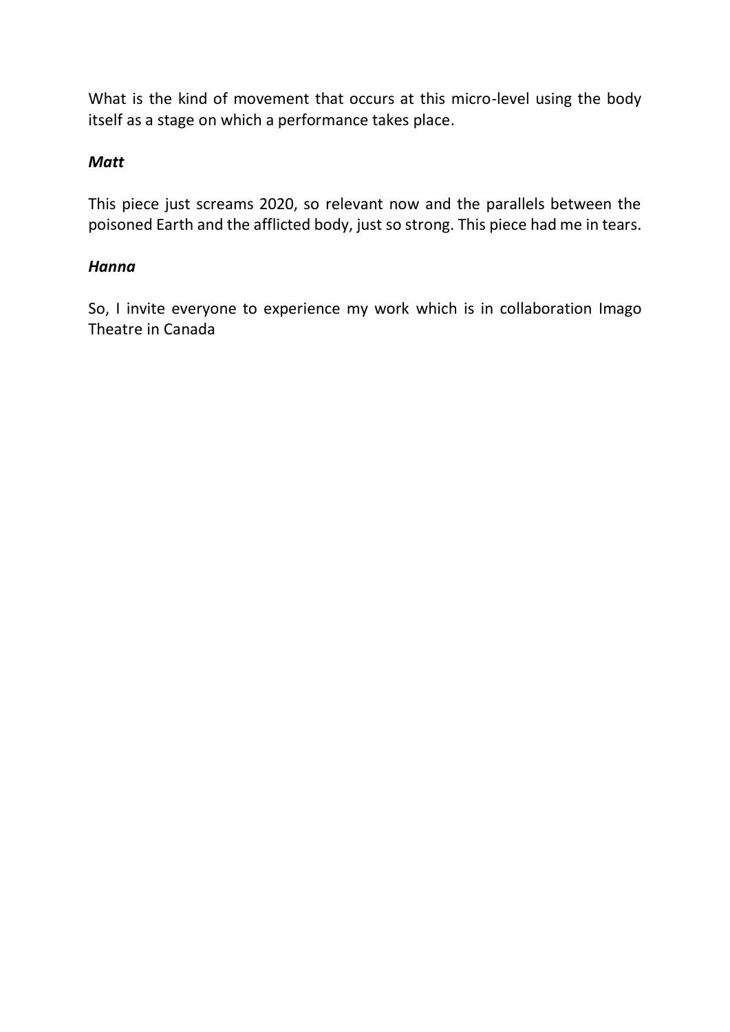What is the kind of movement that occurs at this micro-level using the body itself as a stage on which a performance takes place.

***Matt***

This piece just screams 2020, so relevant now and the parallels between the poisoned Earth and the afflicted body, just so strong. This piece had me in tears.

***Hanna***

So, I invite everyone to experience my work which is in collaboration Imago Theatre in Canada